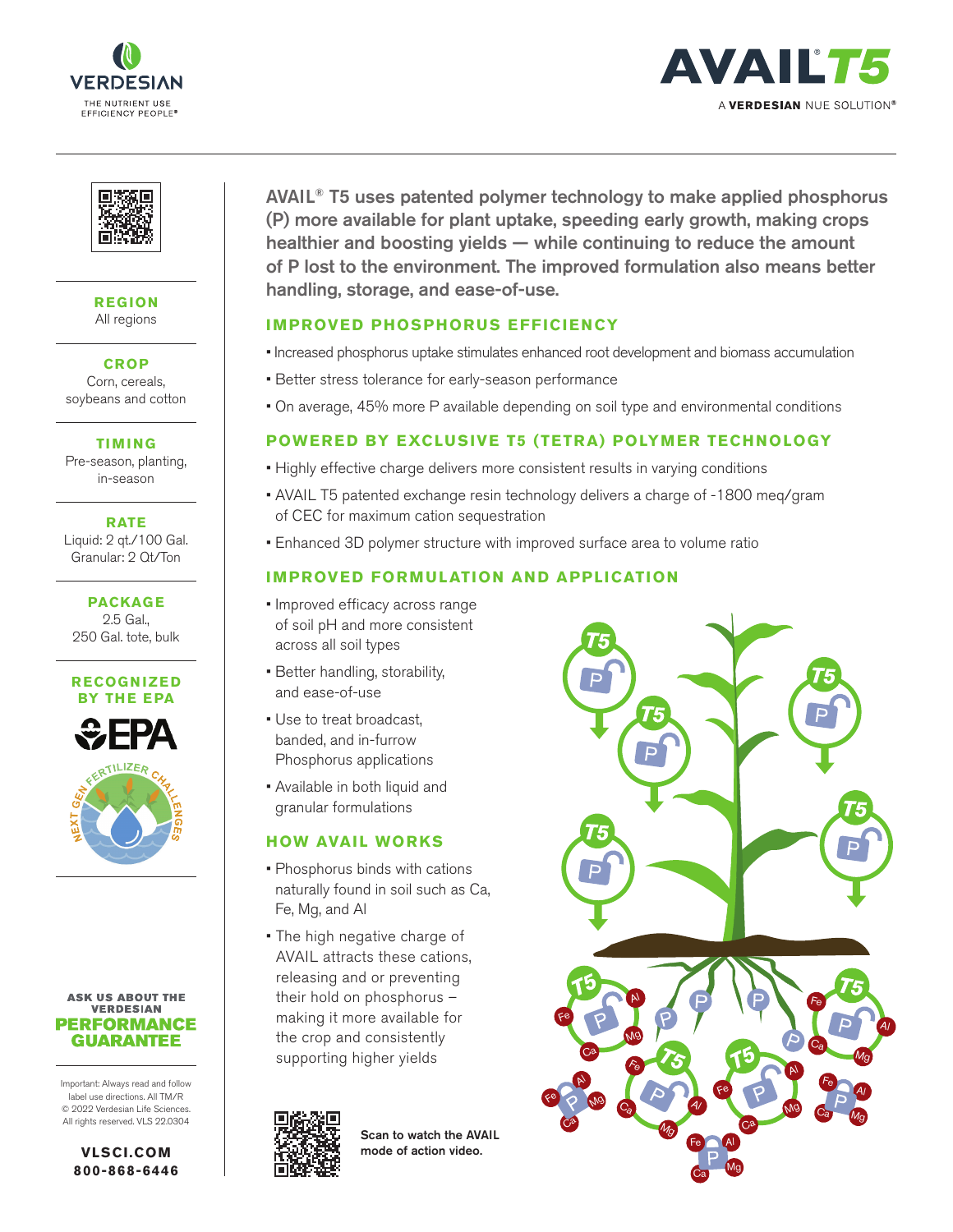VERDESIAN

THE NUTRIENT USE EFFICIENCY PEOPLE®

# AVAIL® T5

A **VERDESIAN** NUE SOLUTION®

**REGION**
All regions

**CROP**
Corn, cereals, soybeans and cotton

**TIMING**
Pre-season, planting, in-season

**RATE**
Liquid: 2 qt./100 Gal.
Granular: 2 Qt/Ton

**PACKAGE**
2.5 Gal.,
250 Gal. tote, bulk

**RECOGNIZED BY THE EPA**

EPA

NEXT GEN FERTILIZER CHALLENGES

**AVAIL® T5 uses patented polymer technology to make applied phosphorus (P) more available for plant uptake, speeding early growth, making crops healthier and boosting yields — while continuing to reduce the amount of P lost to the environment. The improved formulation also means better handling, storage, and ease-of-use.**

## IMPROVED PHOSPHORUS EFFICIENCY

- Increased phosphorus uptake stimulates enhanced root development and biomass accumulation
- Better stress tolerance for early-season performance
- On average, 45% more P available depending on soil type and environmental conditions

## POWERED BY EXCLUSIVE T5 (TETRA) POLYMER TECHNOLOGY

- Highly effective charge delivers more consistent results in varying conditions
- AVAIL T5 patented exchange resin technology delivers a charge of -1800 meq/gram of CEC for maximum cation sequestration
- Enhanced 3D polymer structure with improved surface area to volume ratio

## IMPROVED FORMULATION AND APPLICATION

- Improved efficacy across range of soil pH and more consistent across all soil types
- Better handling, storability, and ease-of-use
- Use to treat broadcast, banded, and in-furrow Phosphorus applications
- Available in both liquid and granular formulations

## HOW AVAIL WORKS

- Phosphorus binds with cations naturally found in soil such as Ca, Fe, Mg, and Al
- The high negative charge of AVAIL attracts these cations, releasing and or preventing their hold on phosphorus – making it more available for the crop and consistently supporting higher yields

**Scan to watch the AVAIL mode of action video.**

**ASK US ABOUT THE VERDESIAN PERFORMANCE GUARANTEE**

Important: Always read and follow label use directions. All TM/R © 2022 Verdesian Life Sciences. All rights reserved. VLS 22.0304

**VLSCI.COM**
**800-868-6446**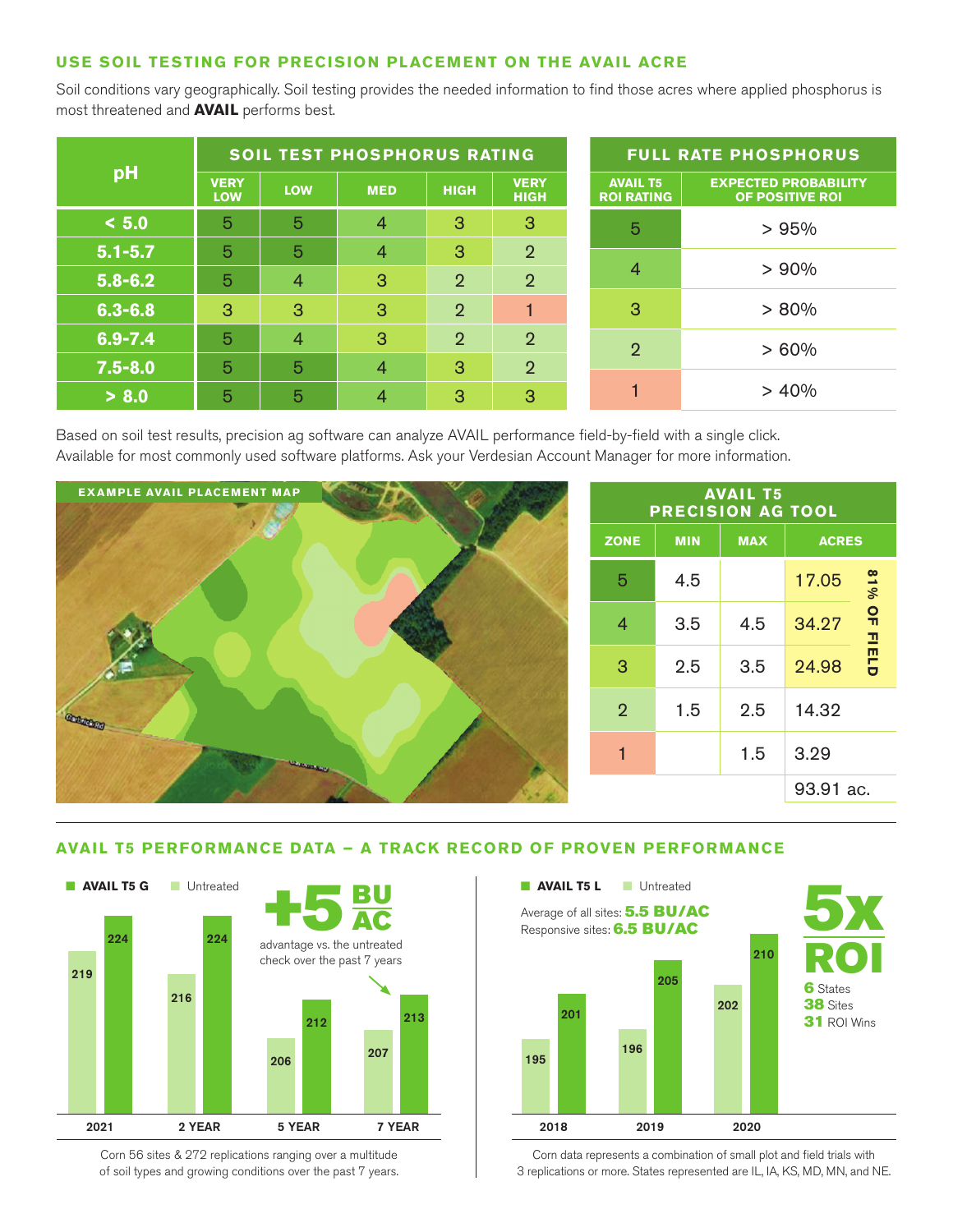## USE SOIL TESTING FOR PRECISION PLACEMENT ON THE AVAIL ACRE

Soil conditions vary geographically. Soil testing provides the needed information to find those acres where applied phosphorus is most threatened and **AVAIL** performs best.

| pH | SOIL TEST PHOSPHORUS RATING | | | | |
|---|---|---|---|---|---|
| | VERY LOW | LOW | MED | HIGH | VERY HIGH |
| < 5.0 | 5 | 5 | 4 | 3 | 3 |
| 5.1-5.7 | 5 | 5 | 4 | 3 | 2 |
| 5.8-6.2 | 5 | 4 | 3 | 2 | 2 |
| 6.3-6.8 | 3 | 3 | 3 | 2 | 1 |
| 6.9-7.4 | 5 | 4 | 3 | 2 | 2 |
| 7.5-8.0 | 5 | 5 | 4 | 3 | 2 |
| > 8.0 | 5 | 5 | 4 | 3 | 3 |

| FULL RATE PHOSPHORUS | |
|---|---|
| AVAIL T5 ROI RATING | EXPECTED PROBABILITY OF POSITIVE ROI |
| 5 | > 95% |
| 4 | > 90% |
| 3 | > 80% |
| 2 | > 60% |
| 1 | > 40% |

Based on soil test results, precision ag software can analyze AVAIL performance field-by-field with a single click. Available for most commonly used software platforms. Ask your Verdesian Account Manager for more information.

EXAMPLE AVAIL PLACEMENT MAP

| AVAIL T5 PRECISION AG TOOL | | | | |
|---|---|---|---|---|
| ZONE | MIN | MAX | ACRES | |
| 5 | 4.5 | | 17.05 | 81% OF FIELD |
| 4 | 3.5 | 4.5 | 34.27 | |
| 3 | 2.5 | 3.5 | 24.98 | |
| 2 | 1.5 | 2.5 | 14.32 | |
| 1 | | 1.5 | 3.29 | |
| | | | 93.91 ac. | |

## AVAIL T5 PERFORMANCE DATA – A TRACK RECORD OF PROVEN PERFORMANCE

AVAIL T5 G   Untreated

**+5 BU/AC** advantage vs. the untreated check over the past 7 years

2021: 219, 224
2 YEAR: 216, 224
5 YEAR: 206, 212
7 YEAR: 207, 213

Corn 56 sites & 272 replications ranging over a multitude of soil types and growing conditions over the past 7 years.

AVAIL T5 L   Untreated

Average of all sites: **5.5 BU/AC**
Responsive sites: **6.5 BU/AC**

**5x ROI**
**6** States
**38** Sites
**31** ROI Wins

2018: 195, 201
2019: 196, 205
2020: 202, 210

Corn data represents a combination of small plot and field trials with 3 replications or more. States represented are IL, IA, KS, MD, MN, and NE.